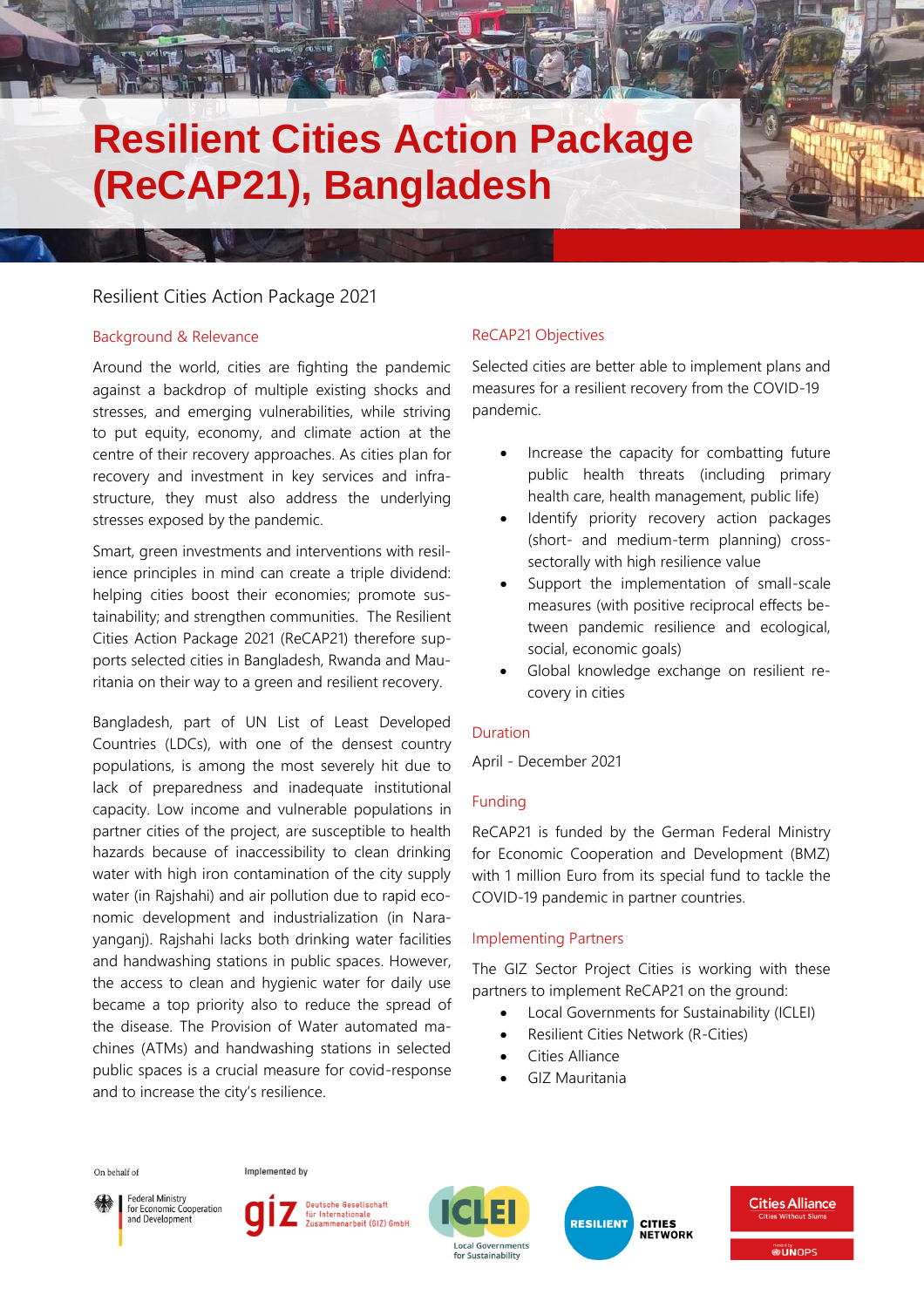# Resilient Cities Action Package (ReCAP21), Bangladesh

Resilient Cities Action Package 2021

## Background & Relevance

Around the world, cities are fighting the pandemic against a backdrop of multiple existing shocks and stresses, and emerging vulnerabilities, while striving to put equity, economy, and climate action at the centre of their recovery approaches. As cities plan for recovery and investment in key services and infrastructure, they must also address the underlying stresses exposed by the pandemic.

Smart, green investments and interventions with resilience principles in mind can create a triple dividend: helping cities boost their economies; promote sustainability; and strengthen communities. The Resilient Cities Action Package 2021 (ReCAP21) therefore supports selected cities in Bangladesh, Rwanda and Mauritania on their way to a green and resilient recovery.

Bangladesh, part of UN List of Least Developed Countries (LDCs), with one of the densest country populations, is among the most severely hit due to lack of preparedness and inadequate institutional capacity. Low income and vulnerable populations in partner cities of the project, are susceptible to health hazards because of inaccessibility to clean drinking water with high iron contamination of the city supply water (in Rajshahi) and air pollution due to rapid economic development and industrialization (in Narayanganj). Rajshahi lacks both drinking water facilities and handwashing stations in public spaces. However, the access to clean and hygienic water for daily use became a top priority also to reduce the spread of the disease. The Provision of Water automated machines (ATMs) and handwashing stations in selected public spaces is a crucial measure for covid-response and to increase the city's resilience.

## ReCAP21 Objectives

Selected cities are better able to implement plans and measures for a resilient recovery from the COVID-19 pandemic.

- Increase the capacity for combatting future public health threats (including primary health care, health management, public life)
- Identify priority recovery action packages (short- and medium-term planning) cross-sectorally with high resilience value
- Support the implementation of small-scale measures (with positive reciprocal effects between pandemic resilience and ecological, social, economic goals)
- Global knowledge exchange on resilient recovery in cities

## Duration

April - December 2021

## Funding

ReCAP21 is funded by the German Federal Ministry for Economic Cooperation and Development (BMZ) with 1 million Euro from its special fund to tackle the COVID-19 pandemic in partner countries.

## Implementing Partners

The GIZ Sector Project Cities is working with these partners to implement ReCAP21 on the ground:

- Local Governments for Sustainability (ICLEI)
- Resilient Cities Network (R-Cities)
- Cities Alliance
- GIZ Mauritania

On behalf of: Federal Ministry for Economic Cooperation and Development

Implemented by: giz Deutsche Gesellschaft für Internationale Zusammenarbeit (GIZ) GmbH

ICLEI Local Governments for Sustainability

RESILIENT CITIES NETWORK

Cities Alliance – Cities Without Slums – Hosted by UNOPS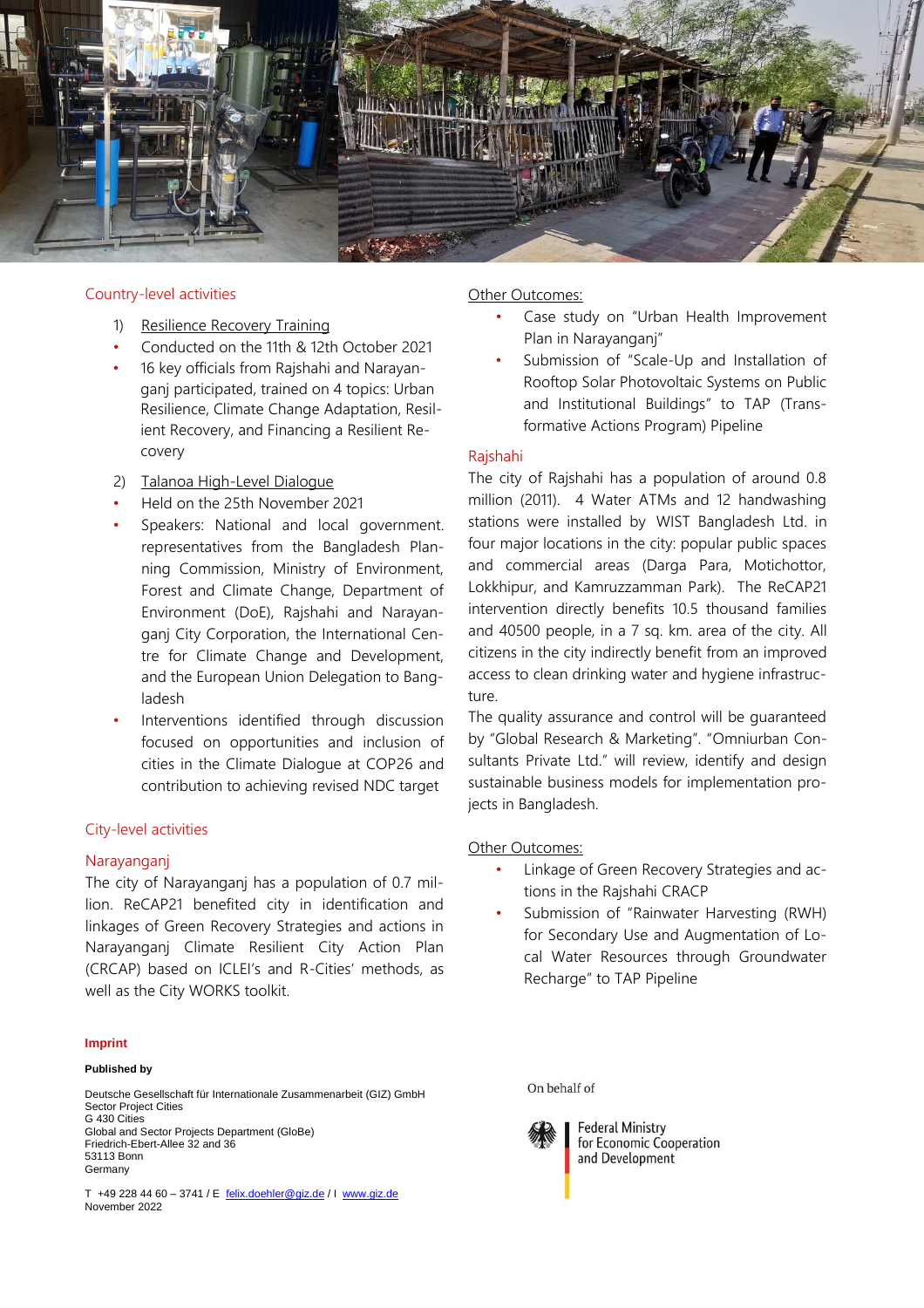## Country-level activities

1) Resilience Recovery Training
- Conducted on the 11th & 12th October 2021
- 16 key officials from Rajshahi and Narayanganj participated, trained on 4 topics: Urban Resilience, Climate Change Adaptation, Resilient Recovery, and Financing a Resilient Recovery

2) Talanoa High-Level Dialogue
- Held on the 25th November 2021
- Speakers: National and local government. representatives from the Bangladesh Planning Commission, Ministry of Environment, Forest and Climate Change, Department of Environment (DoE), Rajshahi and Narayanganj City Corporation, the International Centre for Climate Change and Development, and the European Union Delegation to Bangladesh
- Interventions identified through discussion focused on opportunities and inclusion of cities in the Climate Dialogue at COP26 and contribution to achieving revised NDC target

## City-level activities

### Narayanganj

The city of Narayanganj has a population of 0.7 million. ReCAP21 benefited city in identification and linkages of Green Recovery Strategies and actions in Narayanganj Climate Resilient City Action Plan (CRCAP) based on ICLEI's and R-Cities' methods, as well as the City WORKS toolkit.

Other Outcomes:
- Case study on "Urban Health Improvement Plan in Narayanganj"
- Submission of "Scale-Up and Installation of Rooftop Solar Photovoltaic Systems on Public and Institutional Buildings" to TAP (Transformative Actions Program) Pipeline

### Rajshahi

The city of Rajshahi has a population of around 0.8 million (2011). 4 Water ATMs and 12 handwashing stations were installed by WIST Bangladesh Ltd. in four major locations in the city: popular public spaces and commercial areas (Darga Para, Motichottor, Lokkhipur, and Kamruzzaman Park). The ReCAP21 intervention directly benefits 10.5 thousand families and 40500 people, in a 7 sq. km. area of the city. All citizens in the city indirectly benefit from an improved access to clean drinking water and hygiene infrastructure.

The quality assurance and control will be guaranteed by "Global Research & Marketing". "Omniurban Consultants Private Ltd." will review, identify and design sustainable business models for implementation projects in Bangladesh.

Other Outcomes:
- Linkage of Green Recovery Strategies and actions in the Rajshahi CRACP
- Submission of "Rainwater Harvesting (RWH) for Secondary Use and Augmentation of Local Water Resources through Groundwater Recharge" to TAP Pipeline

**Imprint**

**Published by**

Deutsche Gesellschaft für Internationale Zusammenarbeit (GIZ) GmbH
Sector Project Cities
G 430 Cities
Global and Sector Projects Department (GloBe)
Friedrich-Ebert-Allee 32 and 36
53113 Bonn
Germany

T +49 228 44 60 – 3741 / E felix.doehler@giz.de / I www.giz.de
November 2022

On behalf of

Federal Ministry for Economic Cooperation and Development